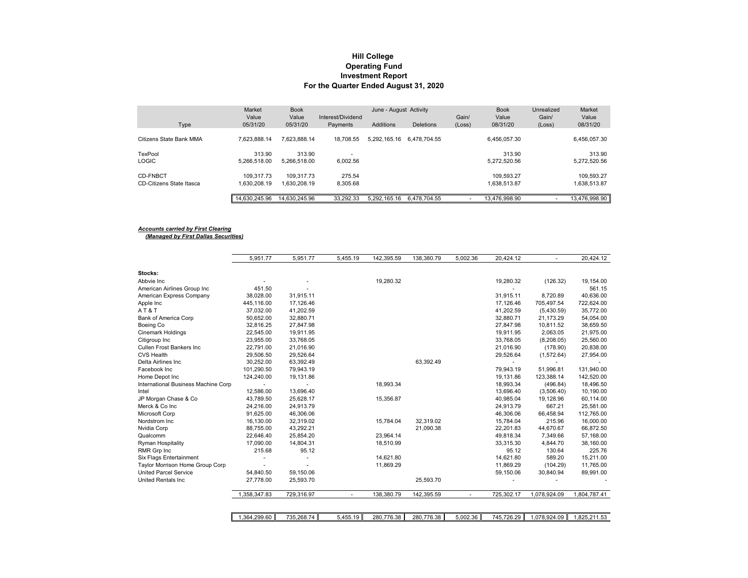# Hill College
## Operating Fund
## Investment Report
## For the Quarter Ended August 31, 2020

| Type | Market Value 05/31/20 | Book Value 05/31/20 | Interest/Dividend Payments | June - August Activity Additions | Deletions | Gain/ (Loss) | Book Value 08/31/20 | Unrealized Gain/ (Loss) | Market Value 08/31/20 |
|---|---|---|---|---|---|---|---|---|---|
| Citizens State Bank MMA | 7,623,888.14 | 7,623,888.14 | 18,708.55 | 5,292,165.16 | 6,478,704.55 | | 6,456,057.30 | | 6,456,057.30 |
| TexPool | 313.90 | 313.90 | - | | | | 313.90 | | 313.90 |
| LOGIC | 5,266,518.00 | 5,266,518.00 | 6,002.56 | | | | 5,272,520.56 | | 5,272,520.56 |
| CD-FNBCT | 109,317.73 | 109,317.73 | 275.54 | | | | 109,593.27 | | 109,593.27 |
| CD-Citizens State Itasca | 1,630,208.19 | 1,630,208.19 | 8,305.68 | | | | 1,638,513.87 | | 1,638,513.87 |
| | 14,630,245.96 | 14,630,245.96 | 33,292.33 | 5,292,165.16 | 6,478,704.55 | - | 13,476,998.90 | - | 13,476,998.90 |

***Accounts carried by First Clearing***
***(Managed by First Dallas Securities)***

| | Market Value 05/31/20 | Book Value 05/31/20 | Interest/Dividend Payments | Additions | Deletions | Gain/ (Loss) | Book Value 08/31/20 | Unrealized Gain/ (Loss) | Market Value 08/31/20 |
|---|---|---|---|---|---|---|---|---|---|
| | 5,951.77 | 5,951.77 | 5,455.19 | 142,395.59 | 138,380.79 | 5,002.36 | 20,424.12 | - | 20,424.12 |
| **Stocks:** | | | | | | | | | |
| Abbvie Inc | - | - | | 19,280.32 | | | 19,280.32 | (126.32) | 19,154.00 |
| American Airlines Group Inc | 451.50 | - | | | | | - | | 561.15 |
| American Express Company | 38,028.00 | 31,915.11 | | | | | 31,915.11 | 8,720.89 | 40,636.00 |
| Apple Inc | 445,116.00 | 17,126.46 | | | | | 17,126.46 | 705,497.54 | 722,624.00 |
| A T & T | 37,032.00 | 41,202.59 | | | | | 41,202.59 | (5,430.59) | 35,772.00 |
| Bank of America Corp | 50,652.00 | 32,880.71 | | | | | 32,880.71 | 21,173.29 | 54,054.00 |
| Boeing Co | 32,816.25 | 27,847.98 | | | | | 27,847.98 | 10,811.52 | 38,659.50 |
| Cinemark Holdings | 22,545.00 | 19,911.95 | | | | | 19,911.95 | 2,063.05 | 21,975.00 |
| Citigroup Inc | 23,955.00 | 33,768.05 | | | | | 33,768.05 | (8,208.05) | 25,560.00 |
| Cullen Frost Bankers Inc | 22,791.00 | 21,016.90 | | | | | 21,016.90 | (178.90) | 20,838.00 |
| CVS Health | 29,506.50 | 29,526.64 | | | | | 29,526.64 | (1,572.64) | 27,954.00 |
| Delta Airlines Inc | 30,252.00 | 63,392.49 | | | 63,392.49 | | - | - | - |
| Facebook Inc | 101,290.50 | 79,943.19 | | | | | 79,943.19 | 51,996.81 | 131,940.00 |
| Home Depot Inc | 124,240.00 | 19,131.86 | | | | | 19,131.86 | 123,388.14 | 142,520.00 |
| International Business Machine Corp | - | - | | 18,993.34 | | | 18,993.34 | (496.84) | 18,496.50 |
| Intel | 12,586.00 | 13,696.40 | | | | | 13,696.40 | (3,506.40) | 10,190.00 |
| JP Morgan Chase & Co | 43,789.50 | 25,628.17 | | 15,356.87 | | | 40,985.04 | 19,128.96 | 60,114.00 |
| Merck & Co Inc | 24,216.00 | 24,913.79 | | | | | 24,913.79 | 667.21 | 25,581.00 |
| Microsoft Corp | 91,625.00 | 46,306.06 | | | | | 46,306.06 | 66,458.94 | 112,765.00 |
| Nordstrom Inc | 16,130.00 | 32,319.02 | | 15,784.04 | 32,319.02 | | 15,784.04 | 215.96 | 16,000.00 |
| Nvidia Corp | 88,755.00 | 43,292.21 | | | 21,090.38 | | 22,201.83 | 44,670.67 | 66,872.50 |
| Qualcomm | 22,646.40 | 25,854.20 | | 23,964.14 | | | 49,818.34 | 7,349.66 | 57,168.00 |
| Ryman Hospitality | 17,090.00 | 14,804.31 | | 18,510.99 | | | 33,315.30 | 4,844.70 | 38,160.00 |
| RMR Grp Inc | 215.68 | 95.12 | | | | | 95.12 | 130.64 | 225.76 |
| Six Flags Entertainment | - | - | | 14,621.80 | | | 14,621.80 | 589.20 | 15,211.00 |
| Taylor Morrison Home Group Corp | - | - | | 11,869.29 | | | 11,869.29 | (104.29) | 11,765.00 |
| United Parcel Service | 54,840.50 | 59,150.06 | | | | | 59,150.06 | 30,840.94 | 89,991.00 |
| United Rentals Inc | 27,778.00 | 25,593.70 | | | 25,593.70 | | - | - | - |
| | 1,358,347.83 | 729,316.97 | - | 138,380.79 | 142,395.59 | - | 725,302.17 | 1,078,924.09 | 1,804,787.41 |
| | 1,364,299.60 | 735,268.74 | 5,455.19 | 280,776.38 | 280,776.38 | 5,002.36 | 745,726.29 | 1,078,924.09 | 1,825,211.53 |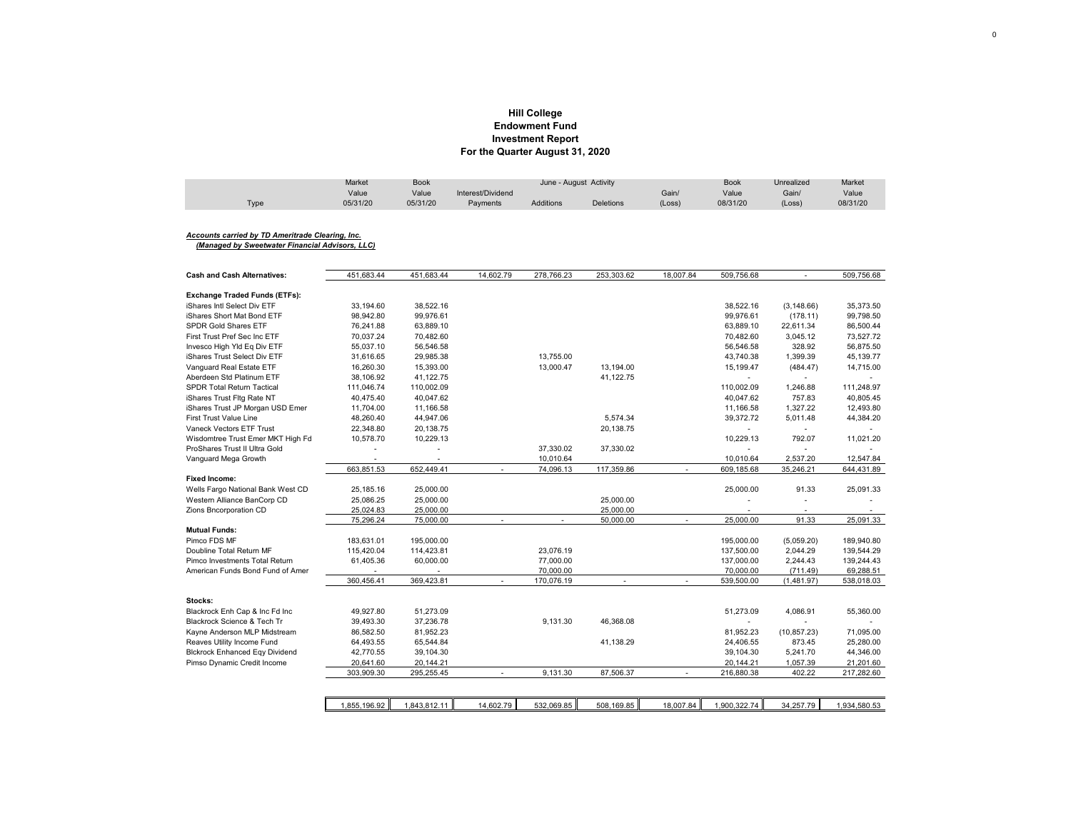**Hill College**
**Endowment Fund**
**Investment Report**
**For the Quarter August 31, 2020**

| Type | Market Value 05/31/20 | Book Value 05/31/20 | Interest/Dividend Payments | June - August Activity Additions | Deletions | Gain/ (Loss) | Book Value 08/31/20 | Unrealized Gain/ (Loss) | Market Value 08/31/20 |
|---|---|---|---|---|---|---|---|---|---|
| ***Accounts carried by TD Ameritrade Clearing, Inc.*** | | | | | | | | | |
| ***(Managed by Sweetwater Financial Advisors, LLC)*** | | | | | | | | | |
| **Cash and Cash Alternatives:** | 451,683.44 | 451,683.44 | 14,602.79 | 278,766.23 | 253,303.62 | 18,007.84 | 509,756.68 | - | 509,756.68 |
| **Exchange Traded Funds (ETFs):** | | | | | | | | | |
| iShares Intl Select Div ETF | 33,194.60 | 38,522.16 | | | | | 38,522.16 | (3,148.66) | 35,373.50 |
| iShares Short Mat Bond ETF | 98,942.80 | 99,976.61 | | | | | 99,976.61 | (178.11) | 99,798.50 |
| SPDR Gold Shares ETF | 76,241.88 | 63,889.10 | | | | | 63,889.10 | 22,611.34 | 86,500.44 |
| First Trust Pref Sec Inc ETF | 70,037.24 | 70,482.60 | | | | | 70,482.60 | 3,045.12 | 73,527.72 |
| Invesco High Yld Eq Div ETF | 55,037.10 | 56,546.58 | | | | | 56,546.58 | 328.92 | 56,875.50 |
| iShares Trust Select Div ETF | 31,616.65 | 29,985.38 | | 13,755.00 | 13,194.00 | | 43,740.38 | 1,399.39 | 45,139.77 |
| Vanguard Real Estate ETF | 16,260.30 | 15,393.00 | | 13,000.47 | 13,194.00 | | 15,199.47 | (484.47) | 14,715.00 |
| Aberdeen Std Platinum ETF | 38,106.92 | 41,122.75 | | | 41,122.75 | | - | - | - |
| SPDR Total Return Tactical | 111,046.74 | 110,002.09 | | | | | 110,002.09 | 1,246.88 | 111,248.97 |
| iShares Trust Fltg Rate NT | 40,475.40 | 40,047.62 | | | | | 40,047.62 | 757.83 | 40,805.45 |
| iShares Trust JP Morgan USD Emer | 11,704.00 | 11,166.58 | | | | | 11,166.58 | 1,327.22 | 12,493.80 |
| First Trust Value Line | 48,260.40 | 44,947.06 | | | 5,574.34 | | 39,372.72 | 5,011.48 | 44,384.20 |
| Vaneck Vectors ETF Trust | 22,348.80 | 20,138.75 | | | 20,138.75 | | - | - | - |
| Wisdomtree Trust Emer MKT High Fd | 10,578.70 | 10,229.13 | | | | | 10,229.13 | 792.07 | 11,021.20 |
| ProShares Trust II Ultra Gold | - | - | | 37,330.02 | 37,330.02 | | - | - | - |
| Vanguard Mega Growth | - | - | | 10,010.64 | | | 10,010.64 | 2,537.20 | 12,547.84 |
| | 663,851.53 | 652,449.41 | - | 74,096.13 | 117,359.86 | - | 609,185.68 | 35,246.21 | 644,431.89 |
| **Fixed Income:** | | | | | | | | | |
| Wells Fargo National Bank West CD | 25,185.16 | 25,000.00 | | | | | 25,000.00 | 91.33 | 25,091.33 |
| Western Alliance BanCorp CD | 25,086.25 | 25,000.00 | | | 25,000.00 | | - | - | - |
| Zions Bncorporation CD | 25,024.83 | 25,000.00 | | | 25,000.00 | | - | - | - |
| | 75,296.24 | 75,000.00 | - | - | 50,000.00 | - | 25,000.00 | 91.33 | 25,091.33 |
| **Mutual Funds:** | | | | | | | | | |
| Pimco FDS MF | 183,631.01 | 195,000.00 | | | | | 195,000.00 | (5,059.20) | 189,940.80 |
| Doubline Total Return MF | 115,420.04 | 114,423.81 | | 23,076.19 | | | 137,500.00 | 2,044.29 | 139,544.29 |
| Pimco Investments Total Return | 61,405.36 | 60,000.00 | | 77,000.00 | | | 137,000.00 | 2,244.43 | 139,244.43 |
| American Funds Bond Fund of Amer | - | - | | 70,000.00 | | | 70,000.00 | (711.49) | 69,288.51 |
| | 360,456.41 | 369,423.81 | - | 170,076.19 | - | - | 539,500.00 | (1,481.97) | 538,018.03 |
| **Stocks:** | | | | | | | | | |
| Blackrock Enh Cap & Inc Fd Inc | 49,927.80 | 51,273.09 | | | | | 51,273.09 | 4,086.91 | 55,360.00 |
| Blackrock Science & Tech Tr | 39,493.30 | 37,236.78 | | 9,131.30 | 46,368.08 | | - | - | - |
| Kayne Anderson MLP Midstream | 86,582.50 | 81,952.23 | | | | | 81,952.23 | (10,857.23) | 71,095.00 |
| Reaves Utility Income Fund | 64,493.55 | 65,544.84 | | | 41,138.29 | | 24,406.55 | 873.45 | 25,280.00 |
| Blckrock Enhanced Eqy Dividend | 42,770.55 | 39,104.30 | | | | | 39,104.30 | 5,241.70 | 44,346.00 |
| Pimso Dynamic Credit Income | 20,641.60 | 20,144.21 | | | | | 20,144.21 | 1,057.39 | 21,201.60 |
| | 303,909.30 | 295,255.45 | - | 9,131.30 | 87,506.37 | - | 216,880.38 | 402.22 | 217,282.60 |
| | 1,855,196.92 | 1,843,812.11 | 14,602.79 | 532,069.85 | 508,169.85 | 18,007.84 | 1,900,322.74 | 34,257.79 | 1,934,580.53 |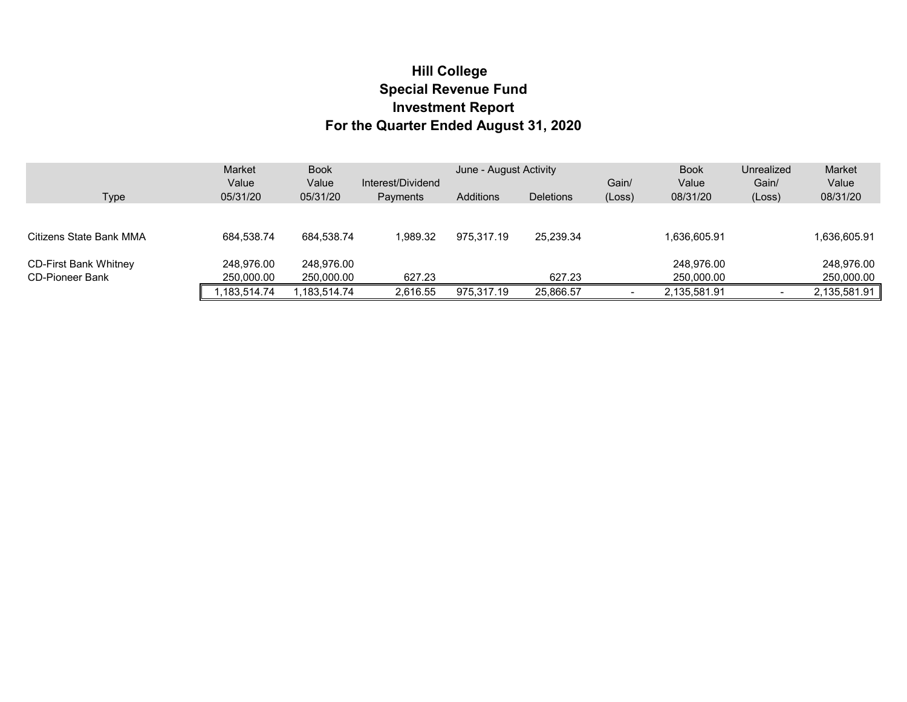# Hill College
## Special Revenue Fund
## Investment Report
## For the Quarter Ended August 31, 2020

| Type | Market Value 05/31/20 | Book Value 05/31/20 | Interest/Dividend Payments | June - August Activity Additions | Deletions | Gain/ (Loss) | Book Value 08/31/20 | Unrealized Gain/ (Loss) | Market Value 08/31/20 |
|---|---|---|---|---|---|---|---|---|---|
| Citizens State Bank MMA | 684,538.74 | 684,538.74 | 1,989.32 | 975,317.19 | 25,239.34 | | 1,636,605.91 | | 1,636,605.91 |
| CD-First Bank Whitney | 248,976.00 | 248,976.00 | | | | | 248,976.00 | | 248,976.00 |
| CD-Pioneer Bank | 250,000.00 | 250,000.00 | 627.23 | | 627.23 | | 250,000.00 | | 250,000.00 |
| | 1,183,514.74 | 1,183,514.74 | 2,616.55 | 975,317.19 | 25,866.57 | - | 2,135,581.91 | - | 2,135,581.91 |